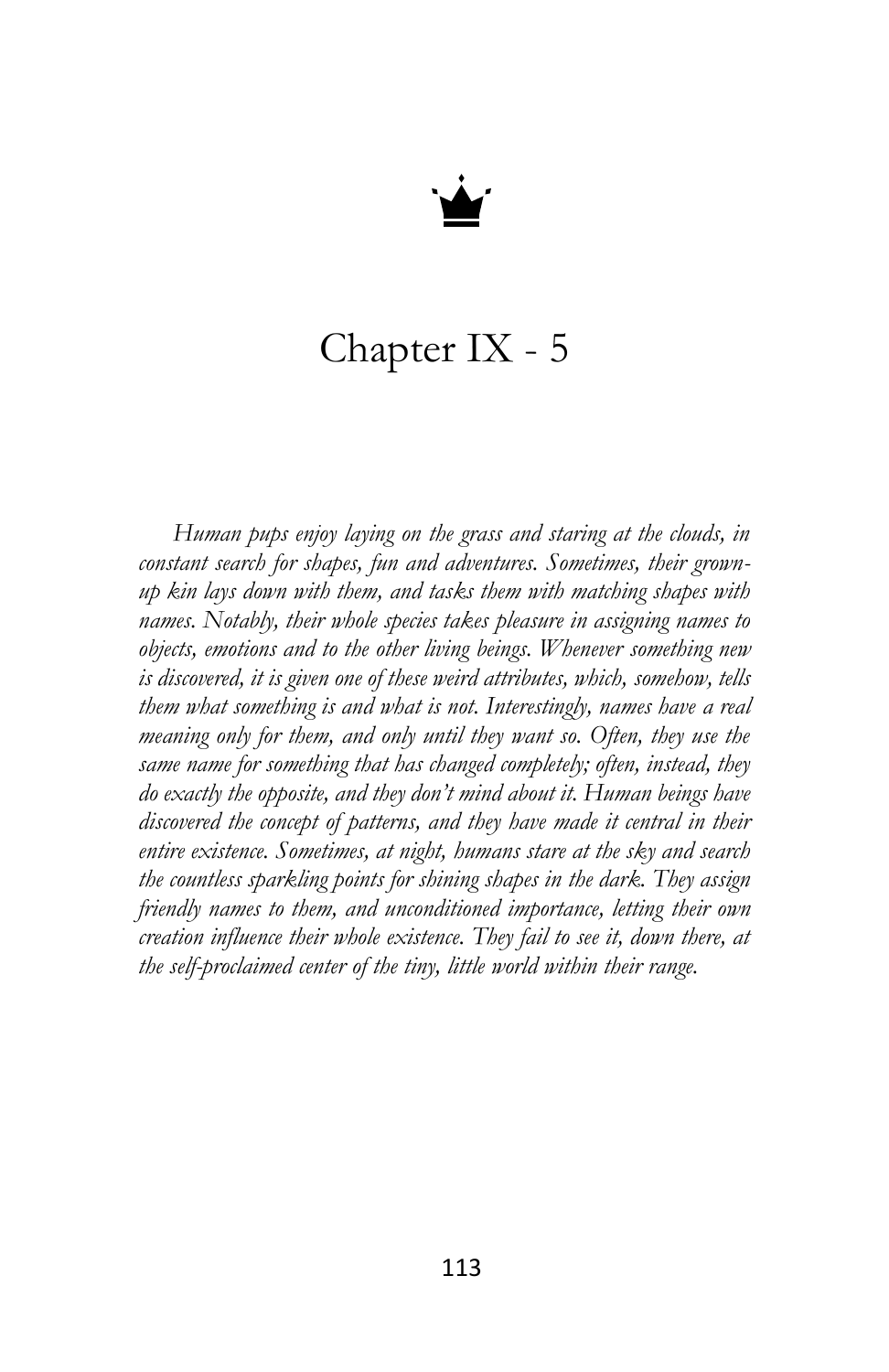# Chapter IX - 5

*Human pups enjoy laying on the grass and staring at the clouds, in constant search for shapes, fun and adventures. Sometimes, their grown-up kin lays down with them, and tasks them with matching shapes with names. Notably, their whole species takes pleasure in assigning names to objects, emotions and to the other living beings. Whenever something new is discovered, it is given one of these weird attributes, which, somehow, tells them what something is and what is not. Interestingly, names have a real meaning only for them, and only until they want so. Often, they use the same name for something that has changed completely; often, instead, they do exactly the opposite, and they don't mind about it. Human beings have discovered the concept of patterns, and they have made it central in their entire existence. Sometimes, at night, humans stare at the sky and search the countless sparkling points for shining shapes in the dark. They assign friendly names to them, and unconditioned importance, letting their own creation influence their whole existence. They fail to see it, down there, at the self-proclaimed center of the tiny, little world within their range.*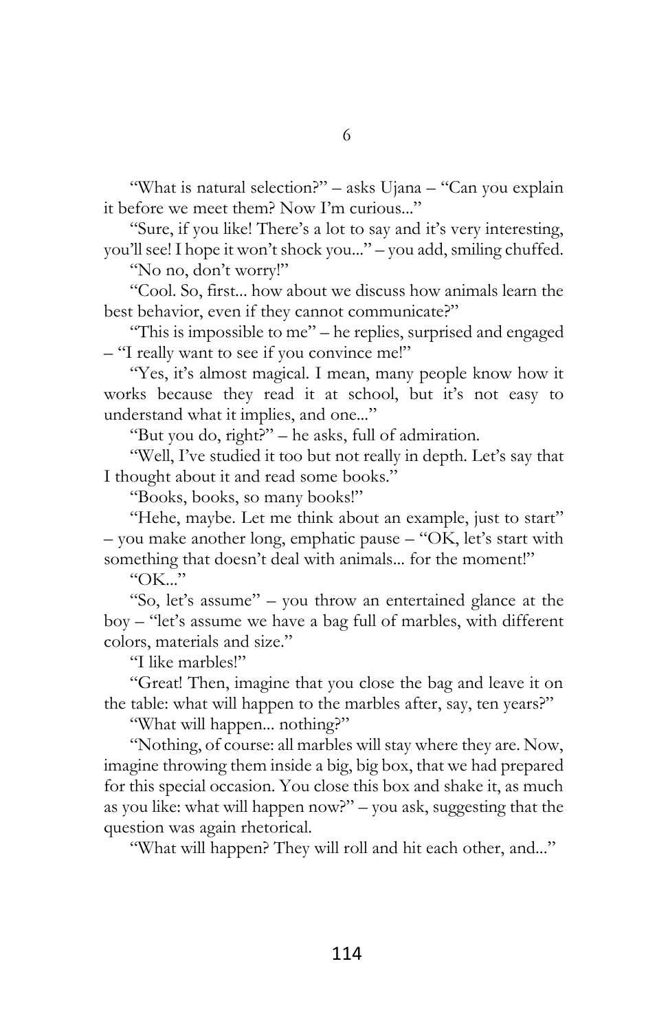# 6

"What is natural selection?" – asks Ujana – "Can you explain it before we meet them? Now I'm curious..."

"Sure, if you like! There's a lot to say and it's very interesting, you'll see! I hope it won't shock you..." – you add, smiling chuffed.

"No no, don't worry!"

"Cool. So, first... how about we discuss how animals learn the best behavior, even if they cannot communicate?"

"This is impossible to me" – he replies, surprised and engaged – "I really want to see if you convince me!"

"Yes, it's almost magical. I mean, many people know how it works because they read it at school, but it's not easy to understand what it implies, and one..."

"But you do, right?" – he asks, full of admiration.

"Well, I've studied it too but not really in depth. Let's say that I thought about it and read some books."

"Books, books, so many books!"

"Hehe, maybe. Let me think about an example, just to start" – you make another long, emphatic pause – "OK, let's start with something that doesn't deal with animals... for the moment!"

"OK..."

"So, let's assume" – you throw an entertained glance at the boy – "let's assume we have a bag full of marbles, with different colors, materials and size."

"I like marbles!"

"Great! Then, imagine that you close the bag and leave it on the table: what will happen to the marbles after, say, ten years?"

"What will happen... nothing?"

"Nothing, of course: all marbles will stay where they are. Now, imagine throwing them inside a big, big box, that we had prepared for this special occasion. You close this box and shake it, as much as you like: what will happen now?" – you ask, suggesting that the question was again rhetorical.

"What will happen? They will roll and hit each other, and..."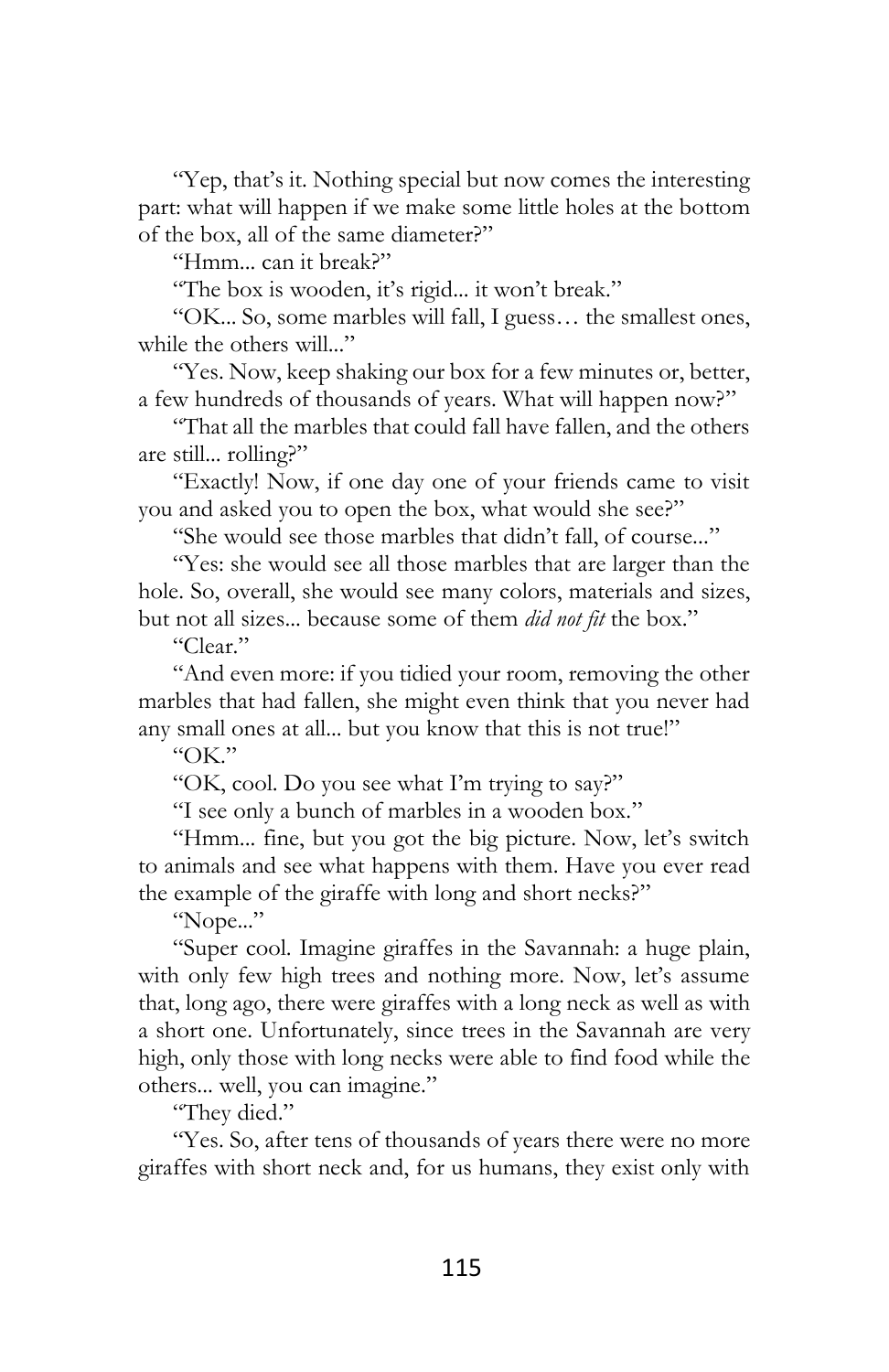"Yep, that's it. Nothing special but now comes the interesting part: what will happen if we make some little holes at the bottom of the box, all of the same diameter?"

"Hmm... can it break?"

"The box is wooden, it's rigid... it won't break."

"OK... So, some marbles will fall, I guess… the smallest ones, while the others will..."

"Yes. Now, keep shaking our box for a few minutes or, better, a few hundreds of thousands of years. What will happen now?"

"That all the marbles that could fall have fallen, and the others are still... rolling?"

"Exactly! Now, if one day one of your friends came to visit you and asked you to open the box, what would she see?"

"She would see those marbles that didn't fall, of course..."

"Yes: she would see all those marbles that are larger than the hole. So, overall, she would see many colors, materials and sizes, but not all sizes... because some of them *did not fit* the box."

"Clear."

"And even more: if you tidied your room, removing the other marbles that had fallen, she might even think that you never had any small ones at all... but you know that this is not true!"

"OK."

"OK, cool. Do you see what I'm trying to say?"

"I see only a bunch of marbles in a wooden box."

"Hmm... fine, but you got the big picture. Now, let's switch to animals and see what happens with them. Have you ever read the example of the giraffe with long and short necks?"

"Nope..."

"Super cool. Imagine giraffes in the Savannah: a huge plain, with only few high trees and nothing more. Now, let's assume that, long ago, there were giraffes with a long neck as well as with a short one. Unfortunately, since trees in the Savannah are very high, only those with long necks were able to find food while the others... well, you can imagine."

"They died."

"Yes. So, after tens of thousands of years there were no more giraffes with short neck and, for us humans, they exist only with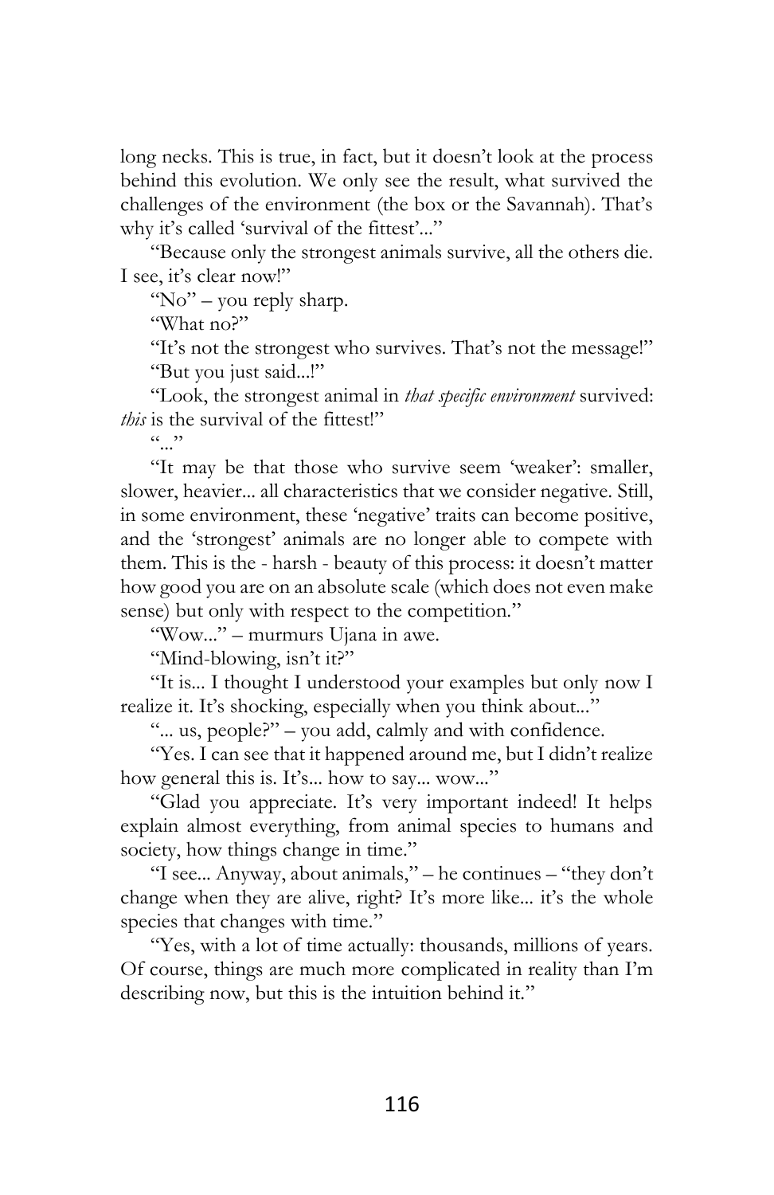long necks. This is true, in fact, but it doesn't look at the process behind this evolution. We only see the result, what survived the challenges of the environment (the box or the Savannah). That's why it's called 'survival of the fittest'..."

"Because only the strongest animals survive, all the others die. I see, it's clear now!"

"No" – you reply sharp.

"What no?"

"It's not the strongest who survives. That's not the message!"

"But you just said...!"

"Look, the strongest animal in *that specific environment* survived: *this* is the survival of the fittest!"

"..."

"It may be that those who survive seem 'weaker': smaller, slower, heavier... all characteristics that we consider negative. Still, in some environment, these 'negative' traits can become positive, and the 'strongest' animals are no longer able to compete with them. This is the - harsh - beauty of this process: it doesn't matter how good you are on an absolute scale (which does not even make sense) but only with respect to the competition."

"Wow..." – murmurs Ujana in awe.

"Mind-blowing, isn't it?"

"It is... I thought I understood your examples but only now I realize it. It's shocking, especially when you think about..."

"... us, people?" – you add, calmly and with confidence.

"Yes. I can see that it happened around me, but I didn't realize how general this is. It's... how to say... wow..."

"Glad you appreciate. It's very important indeed! It helps explain almost everything, from animal species to humans and society, how things change in time."

"I see... Anyway, about animals," – he continues – "they don't change when they are alive, right? It's more like... it's the whole species that changes with time."

"Yes, with a lot of time actually: thousands, millions of years. Of course, things are much more complicated in reality than I'm describing now, but this is the intuition behind it."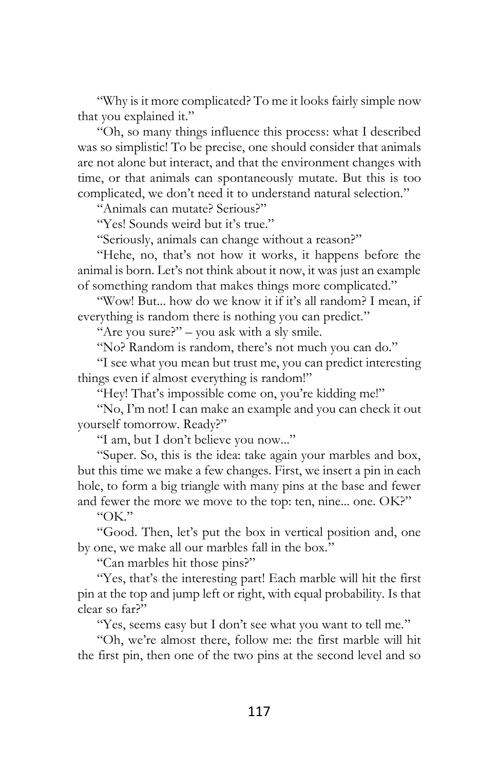"Why is it more complicated? To me it looks fairly simple now that you explained it."

"Oh, so many things influence this process: what I described was so simplistic! To be precise, one should consider that animals are not alone but interact, and that the environment changes with time, or that animals can spontaneously mutate. But this is too complicated, we don't need it to understand natural selection."

"Animals can mutate? Serious?"

"Yes! Sounds weird but it's true."

"Seriously, animals can change without a reason?"

"Hehe, no, that's not how it works, it happens before the animal is born. Let's not think about it now, it was just an example of something random that makes things more complicated."

"Wow! But... how do we know it if it's all random? I mean, if everything is random there is nothing you can predict."

"Are you sure?" – you ask with a sly smile.

"No? Random is random, there's not much you can do."

"I see what you mean but trust me, you can predict interesting things even if almost everything is random!"

"Hey! That's impossible come on, you're kidding me!"

"No, I'm not! I can make an example and you can check it out yourself tomorrow. Ready?"

"I am, but I don't believe you now..."

"Super. So, this is the idea: take again your marbles and box, but this time we make a few changes. First, we insert a pin in each hole, to form a big triangle with many pins at the base and fewer and fewer the more we move to the top: ten, nine... one. OK?"

"OK."

"Good. Then, let's put the box in vertical position and, one by one, we make all our marbles fall in the box."

"Can marbles hit those pins?"

"Yes, that's the interesting part! Each marble will hit the first pin at the top and jump left or right, with equal probability. Is that clear so far?"

"Yes, seems easy but I don't see what you want to tell me."

"Oh, we're almost there, follow me: the first marble will hit the first pin, then one of the two pins at the second level and so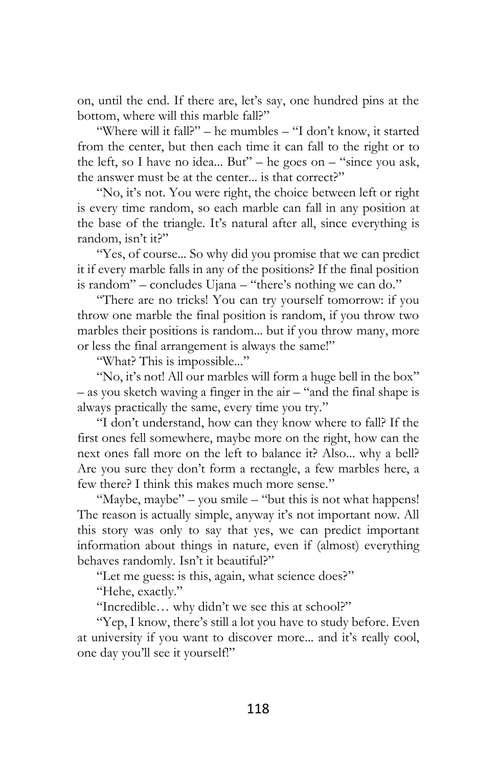on, until the end. If there are, let's say, one hundred pins at the bottom, where will this marble fall?"

"Where will it fall?" – he mumbles – "I don't know, it started from the center, but then each time it can fall to the right or to the left, so I have no idea... But" – he goes on – "since you ask, the answer must be at the center... is that correct?"

"No, it's not. You were right, the choice between left or right is every time random, so each marble can fall in any position at the base of the triangle. It's natural after all, since everything is random, isn't it?"

"Yes, of course... So why did you promise that we can predict it if every marble falls in any of the positions? If the final position is random" – concludes Ujana – "there's nothing we can do."

"There are no tricks! You can try yourself tomorrow: if you throw one marble the final position is random, if you throw two marbles their positions is random... but if you throw many, more or less the final arrangement is always the same!"

"What? This is impossible..."

"No, it's not! All our marbles will form a huge bell in the box" – as you sketch waving a finger in the air – "and the final shape is always practically the same, every time you try."

"I don't understand, how can they know where to fall? If the first ones fell somewhere, maybe more on the right, how can the next ones fall more on the left to balance it? Also... why a bell? Are you sure they don't form a rectangle, a few marbles here, a few there? I think this makes much more sense."

"Maybe, maybe" – you smile – "but this is not what happens! The reason is actually simple, anyway it's not important now. All this story was only to say that yes, we can predict important information about things in nature, even if (almost) everything behaves randomly. Isn't it beautiful?"

"Let me guess: is this, again, what science does?"

"Hehe, exactly."

"Incredible… why didn't we see this at school?"

"Yep, I know, there's still a lot you have to study before. Even at university if you want to discover more... and it's really cool, one day you'll see it yourself!"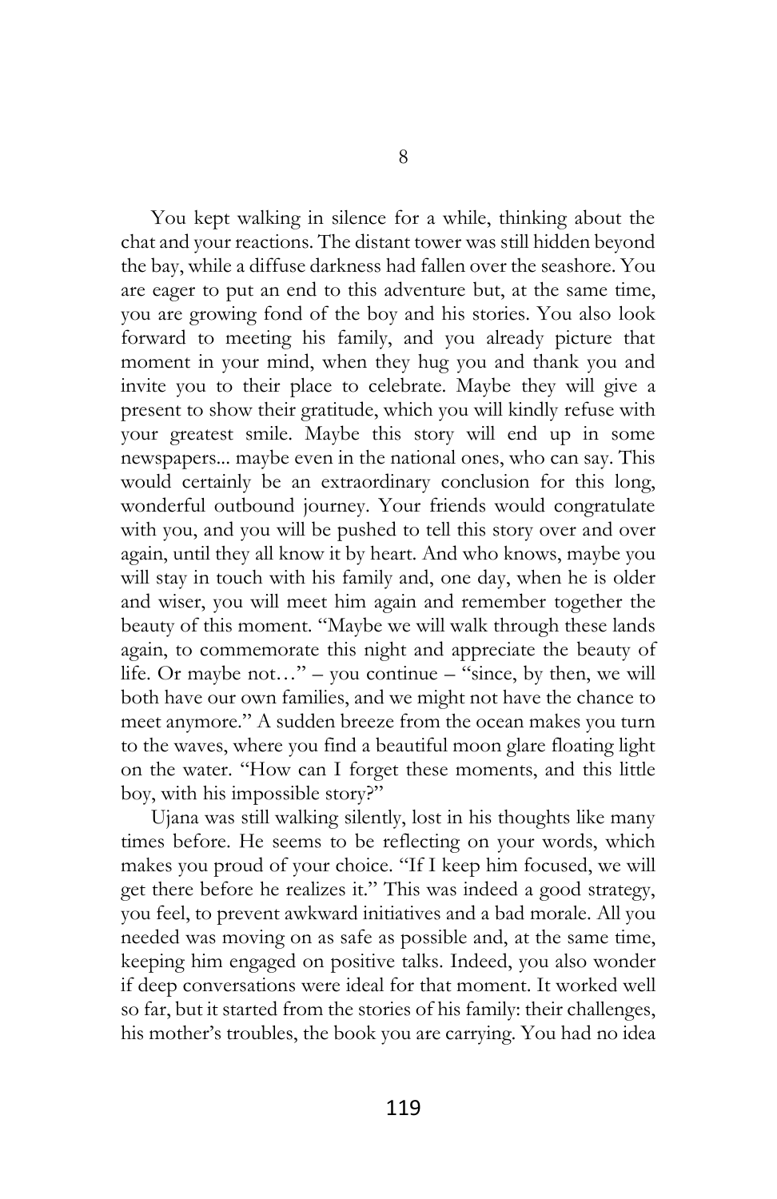# 8

You kept walking in silence for a while, thinking about the chat and your reactions. The distant tower was still hidden beyond the bay, while a diffuse darkness had fallen over the seashore. You are eager to put an end to this adventure but, at the same time, you are growing fond of the boy and his stories. You also look forward to meeting his family, and you already picture that moment in your mind, when they hug you and thank you and invite you to their place to celebrate. Maybe they will give a present to show their gratitude, which you will kindly refuse with your greatest smile. Maybe this story will end up in some newspapers... maybe even in the national ones, who can say. This would certainly be an extraordinary conclusion for this long, wonderful outbound journey. Your friends would congratulate with you, and you will be pushed to tell this story over and over again, until they all know it by heart. And who knows, maybe you will stay in touch with his family and, one day, when he is older and wiser, you will meet him again and remember together the beauty of this moment. "Maybe we will walk through these lands again, to commemorate this night and appreciate the beauty of life. Or maybe not…" – you continue – "since, by then, we will both have our own families, and we might not have the chance to meet anymore." A sudden breeze from the ocean makes you turn to the waves, where you find a beautiful moon glare floating light on the water. "How can I forget these moments, and this little boy, with his impossible story?"

Ujana was still walking silently, lost in his thoughts like many times before. He seems to be reflecting on your words, which makes you proud of your choice. "If I keep him focused, we will get there before he realizes it." This was indeed a good strategy, you feel, to prevent awkward initiatives and a bad morale. All you needed was moving on as safe as possible and, at the same time, keeping him engaged on positive talks. Indeed, you also wonder if deep conversations were ideal for that moment. It worked well so far, but it started from the stories of his family: their challenges, his mother's troubles, the book you are carrying. You had no idea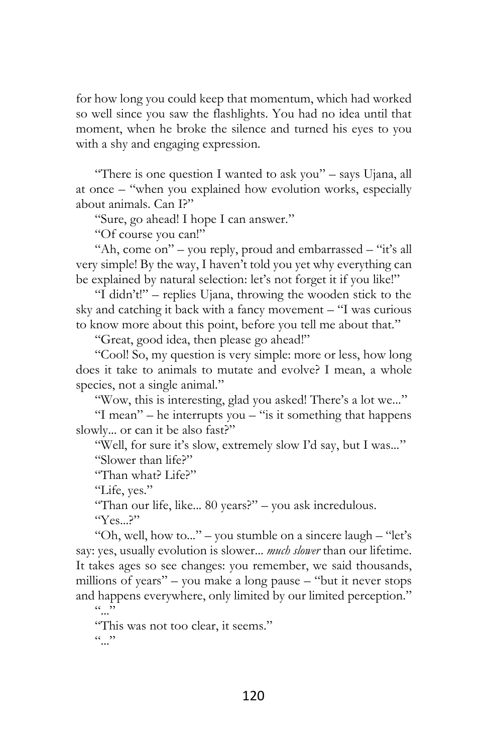for how long you could keep that momentum, which had worked so well since you saw the flashlights. You had no idea until that moment, when he broke the silence and turned his eyes to you with a shy and engaging expression.

"There is one question I wanted to ask you" – says Ujana, all at once – "when you explained how evolution works, especially about animals. Can I?"

"Sure, go ahead! I hope I can answer."

"Of course you can!"

"Ah, come on" – you reply, proud and embarrassed – "it's all very simple! By the way, I haven't told you yet why everything can be explained by natural selection: let's not forget it if you like!"

"I didn't!" – replies Ujana, throwing the wooden stick to the sky and catching it back with a fancy movement – "I was curious to know more about this point, before you tell me about that."

"Great, good idea, then please go ahead!"

"Cool! So, my question is very simple: more or less, how long does it take to animals to mutate and evolve? I mean, a whole species, not a single animal."

"Wow, this is interesting, glad you asked! There's a lot we..."

"I mean" – he interrupts you – "is it something that happens slowly... or can it be also fast?"

"Well, for sure it's slow, extremely slow I'd say, but I was..."

"Slower than life?"

"Than what? Life?"

"Life, yes."

"Than our life, like... 80 years?" – you ask incredulous.

"Yes...?"

"Oh, well, how to..." – you stumble on a sincere laugh – "let's say: yes, usually evolution is slower... *much slower* than our lifetime. It takes ages so see changes: you remember, we said thousands, millions of years" – you make a long pause – "but it never stops and happens everywhere, only limited by our limited perception."

"..."

"This was not too clear, it seems."

"..."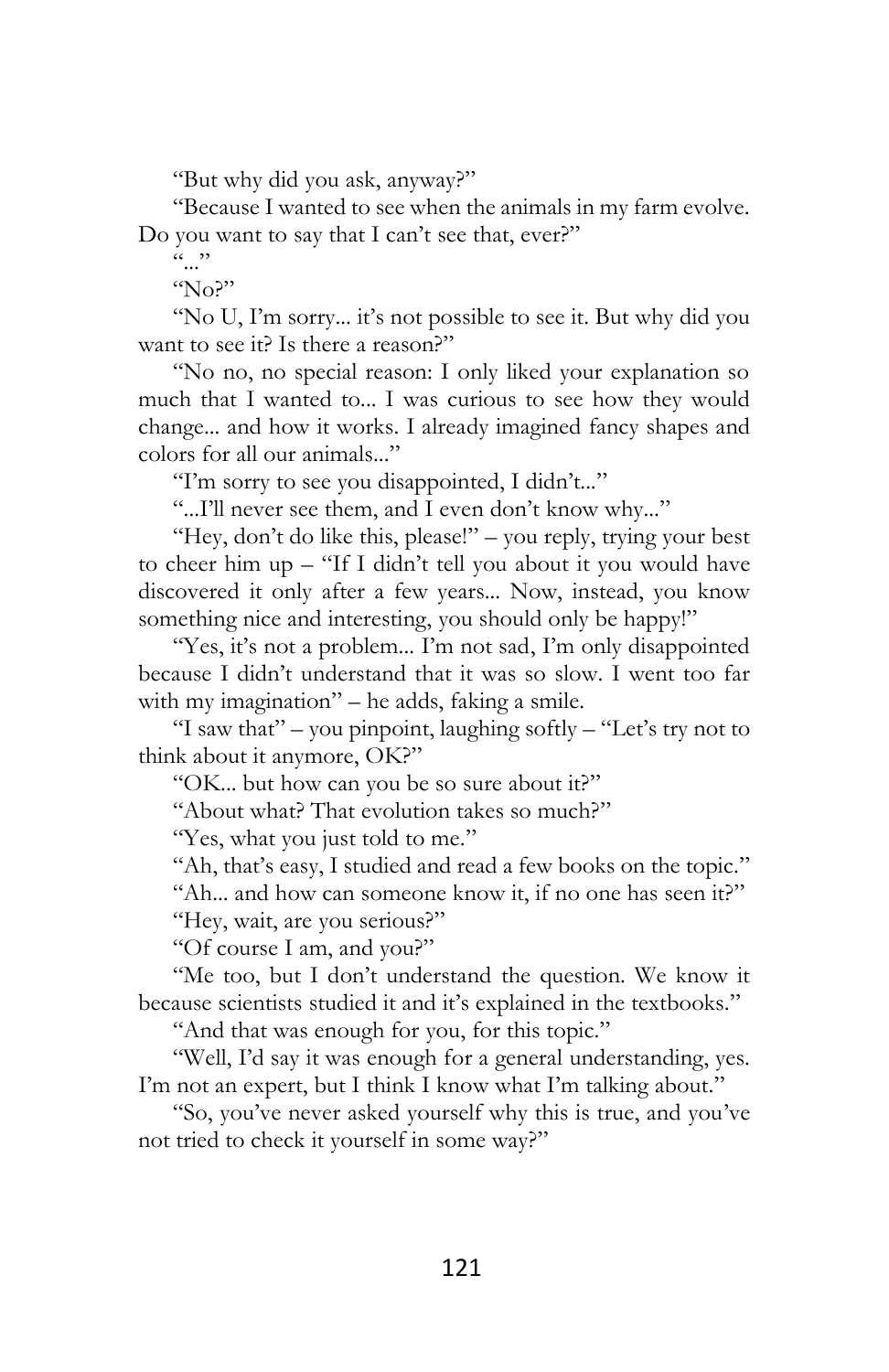"But why did you ask, anyway?"

"Because I wanted to see when the animals in my farm evolve. Do you want to say that I can't see that, ever?"

"..."

"No?"

"No U, I'm sorry... it's not possible to see it. But why did you want to see it? Is there a reason?"

"No no, no special reason: I only liked your explanation so much that I wanted to... I was curious to see how they would change... and how it works. I already imagined fancy shapes and colors for all our animals..."

"I'm sorry to see you disappointed, I didn't..."

"...I'll never see them, and I even don't know why..."

"Hey, don't do like this, please!" – you reply, trying your best to cheer him up – "If I didn't tell you about it you would have discovered it only after a few years... Now, instead, you know something nice and interesting, you should only be happy!"

"Yes, it's not a problem... I'm not sad, I'm only disappointed because I didn't understand that it was so slow. I went too far with my imagination" – he adds, faking a smile.

"I saw that" – you pinpoint, laughing softly – "Let's try not to think about it anymore, OK?"

"OK... but how can you be so sure about it?"

"About what? That evolution takes so much?"

"Yes, what you just told to me."

"Ah, that's easy, I studied and read a few books on the topic."

"Ah... and how can someone know it, if no one has seen it?"

"Hey, wait, are you serious?"

"Of course I am, and you?"

"Me too, but I don't understand the question. We know it because scientists studied it and it's explained in the textbooks."

"And that was enough for you, for this topic."

"Well, I'd say it was enough for a general understanding, yes. I'm not an expert, but I think I know what I'm talking about."

"So, you've never asked yourself why this is true, and you've not tried to check it yourself in some way?"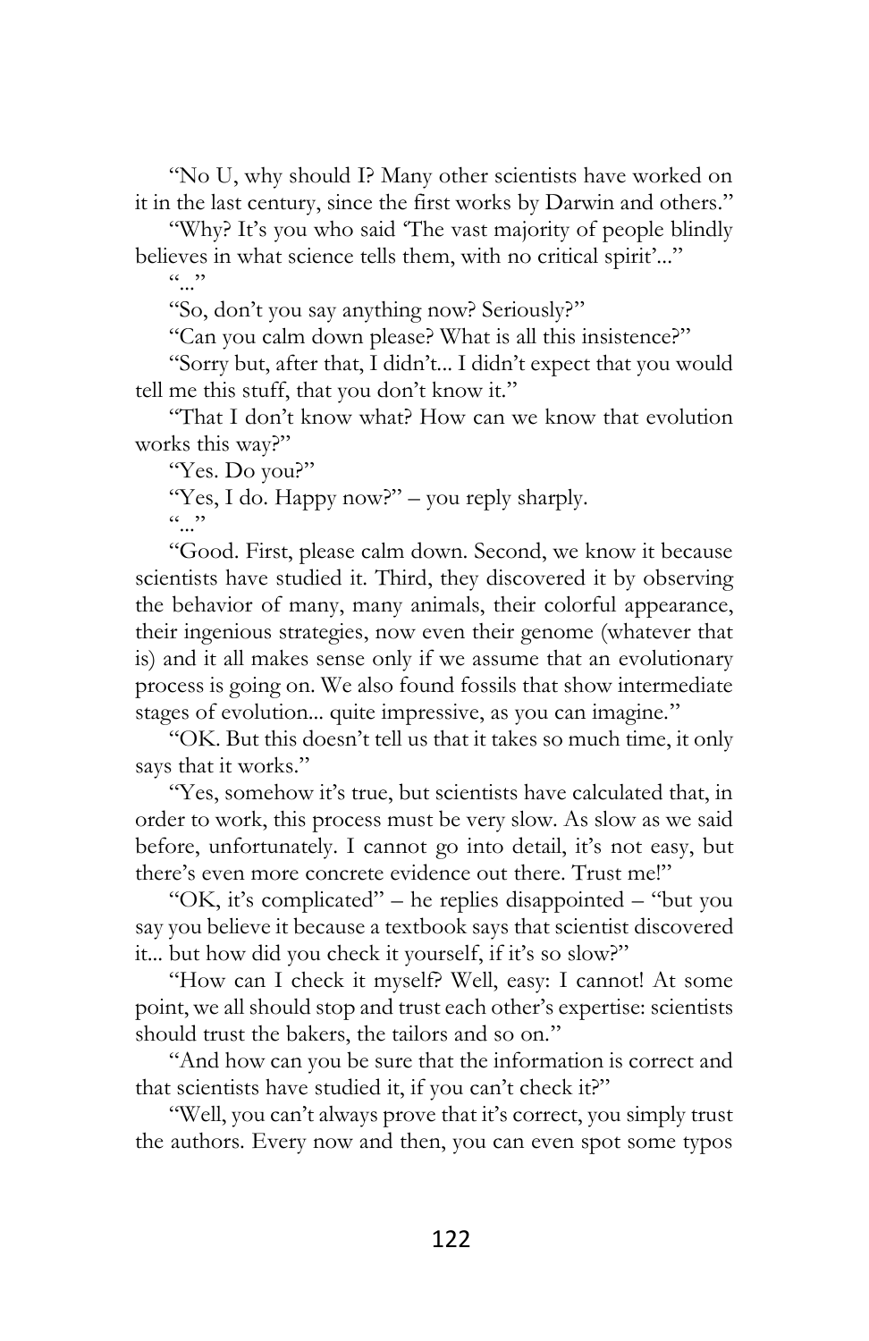"No U, why should I? Many other scientists have worked on it in the last century, since the first works by Darwin and others."

"Why? It's you who said 'The vast majority of people blindly believes in what science tells them, with no critical spirit'..."

"..."

"So, don't you say anything now? Seriously?"

"Can you calm down please? What is all this insistence?"

"Sorry but, after that, I didn't... I didn't expect that you would tell me this stuff, that you don't know it."

"That I don't know what? How can we know that evolution works this way?"

"Yes. Do you?"

"Yes, I do. Happy now?" – you reply sharply.

"..."

"Good. First, please calm down. Second, we know it because scientists have studied it. Third, they discovered it by observing the behavior of many, many animals, their colorful appearance, their ingenious strategies, now even their genome (whatever that is) and it all makes sense only if we assume that an evolutionary process is going on. We also found fossils that show intermediate stages of evolution... quite impressive, as you can imagine."

"OK. But this doesn't tell us that it takes so much time, it only says that it works."

"Yes, somehow it's true, but scientists have calculated that, in order to work, this process must be very slow. As slow as we said before, unfortunately. I cannot go into detail, it's not easy, but there's even more concrete evidence out there. Trust me!"

"OK, it's complicated" – he replies disappointed – "but you say you believe it because a textbook says that scientist discovered it... but how did you check it yourself, if it's so slow?"

"How can I check it myself? Well, easy: I cannot! At some point, we all should stop and trust each other's expertise: scientists should trust the bakers, the tailors and so on."

"And how can you be sure that the information is correct and that scientists have studied it, if you can't check it?"

"Well, you can't always prove that it's correct, you simply trust the authors. Every now and then, you can even spot some typos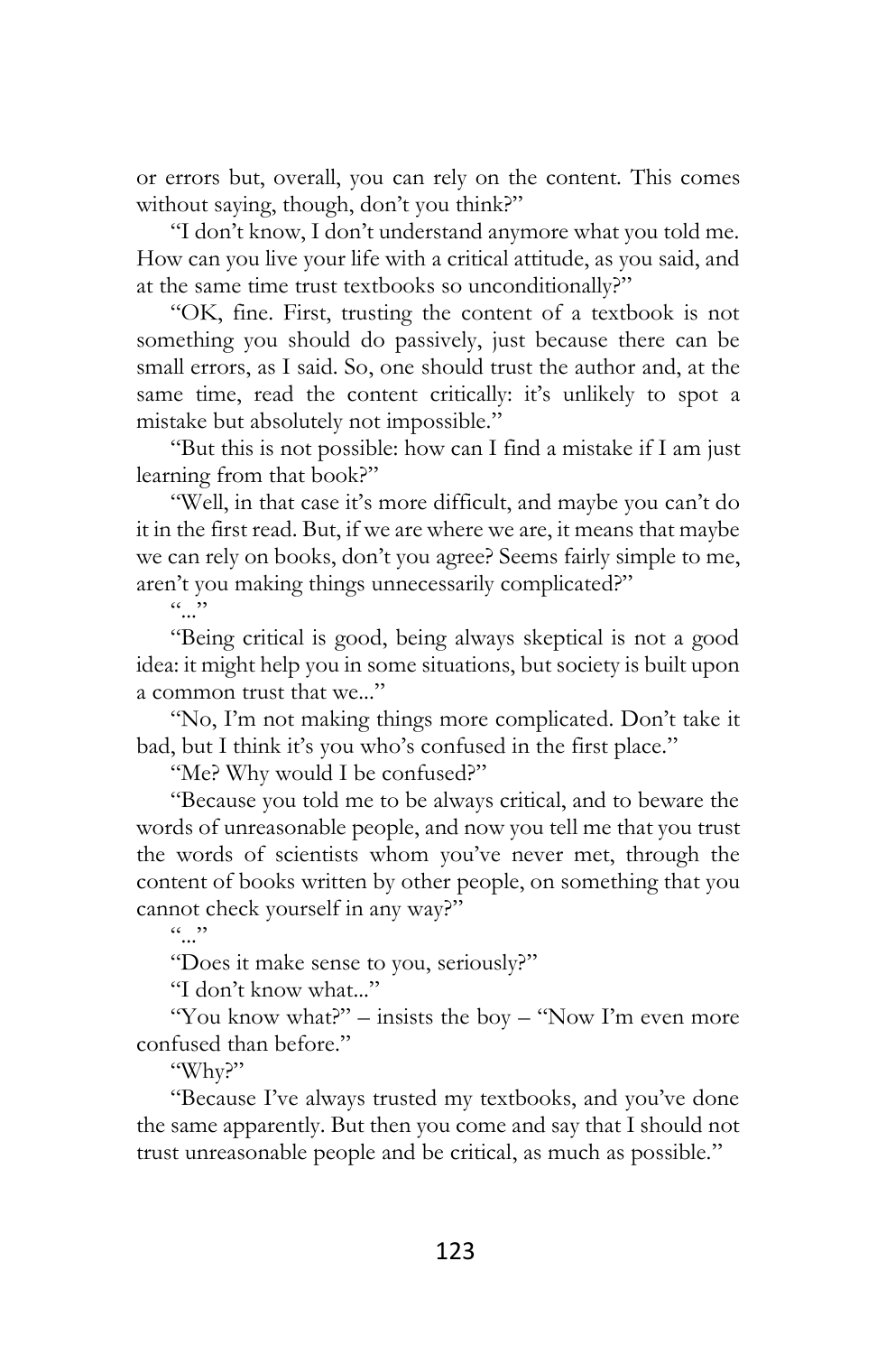or errors but, overall, you can rely on the content. This comes without saying, though, don't you think?"

"I don't know, I don't understand anymore what you told me. How can you live your life with a critical attitude, as you said, and at the same time trust textbooks so unconditionally?"

"OK, fine. First, trusting the content of a textbook is not something you should do passively, just because there can be small errors, as I said. So, one should trust the author and, at the same time, read the content critically: it's unlikely to spot a mistake but absolutely not impossible."

"But this is not possible: how can I find a mistake if I am just learning from that book?"

"Well, in that case it's more difficult, and maybe you can't do it in the first read. But, if we are where we are, it means that maybe we can rely on books, don't you agree? Seems fairly simple to me, aren't you making things unnecessarily complicated?"

"..."

"Being critical is good, being always skeptical is not a good idea: it might help you in some situations, but society is built upon a common trust that we..."

"No, I'm not making things more complicated. Don't take it bad, but I think it's you who's confused in the first place."

"Me? Why would I be confused?"

"Because you told me to be always critical, and to beware the words of unreasonable people, and now you tell me that you trust the words of scientists whom you've never met, through the content of books written by other people, on something that you cannot check yourself in any way?"

"..."

"Does it make sense to you, seriously?"

"I don't know what..."

"You know what?" – insists the boy – "Now I'm even more confused than before."

"Why?"

"Because I've always trusted my textbooks, and you've done the same apparently. But then you come and say that I should not trust unreasonable people and be critical, as much as possible."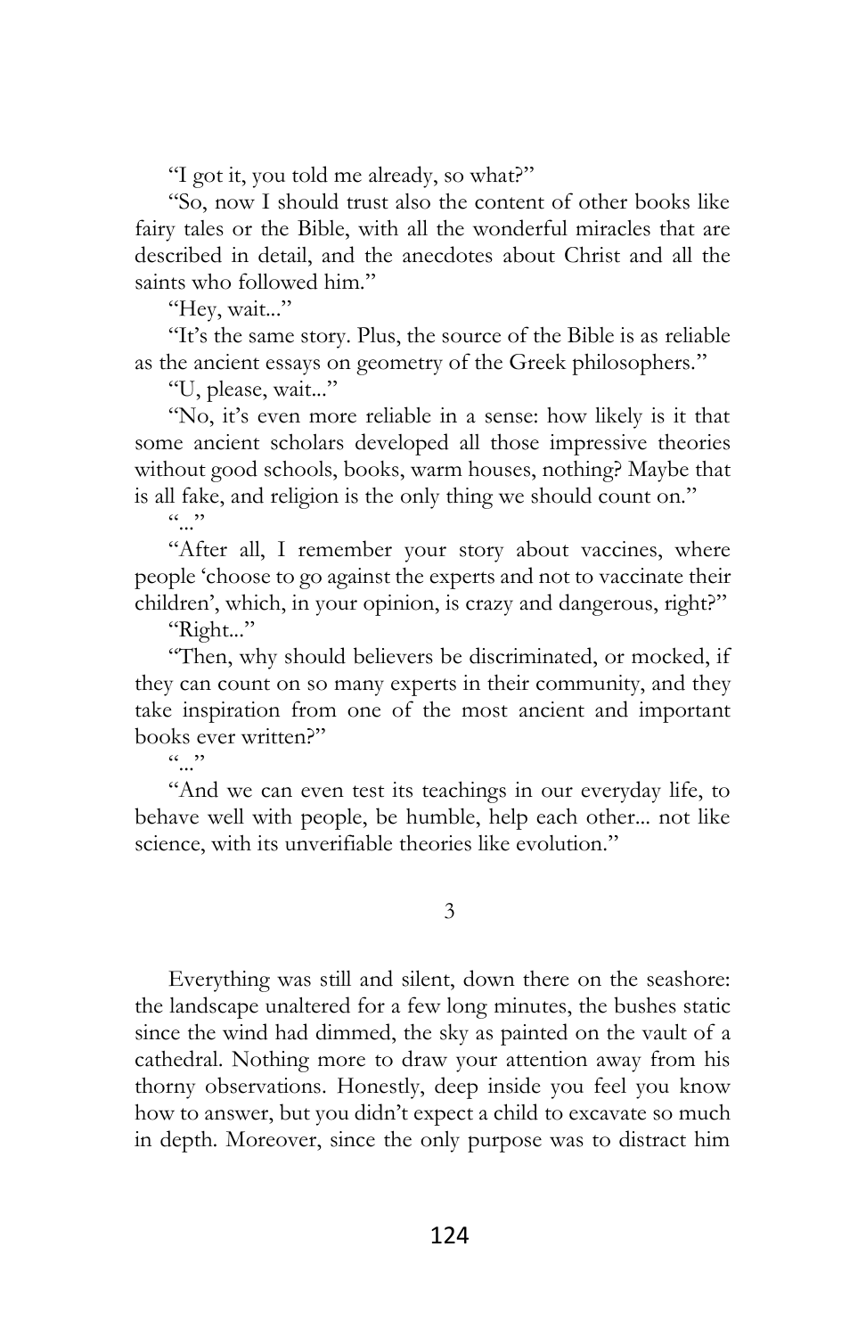"I got it, you told me already, so what?"

"So, now I should trust also the content of other books like fairy tales or the Bible, with all the wonderful miracles that are described in detail, and the anecdotes about Christ and all the saints who followed him."

"Hey, wait..."

"It's the same story. Plus, the source of the Bible is as reliable as the ancient essays on geometry of the Greek philosophers."

"U, please, wait..."

"No, it's even more reliable in a sense: how likely is it that some ancient scholars developed all those impressive theories without good schools, books, warm houses, nothing? Maybe that is all fake, and religion is the only thing we should count on."

"..."

"After all, I remember your story about vaccines, where people 'choose to go against the experts and not to vaccinate their children', which, in your opinion, is crazy and dangerous, right?"

"Right..."

"Then, why should believers be discriminated, or mocked, if they can count on so many experts in their community, and they take inspiration from one of the most ancient and important books ever written?"

"..."

"And we can even test its teachings in our everyday life, to behave well with people, be humble, help each other... not like science, with its unverifiable theories like evolution."

3

Everything was still and silent, down there on the seashore: the landscape unaltered for a few long minutes, the bushes static since the wind had dimmed, the sky as painted on the vault of a cathedral. Nothing more to draw your attention away from his thorny observations. Honestly, deep inside you feel you know how to answer, but you didn't expect a child to excavate so much in depth. Moreover, since the only purpose was to distract him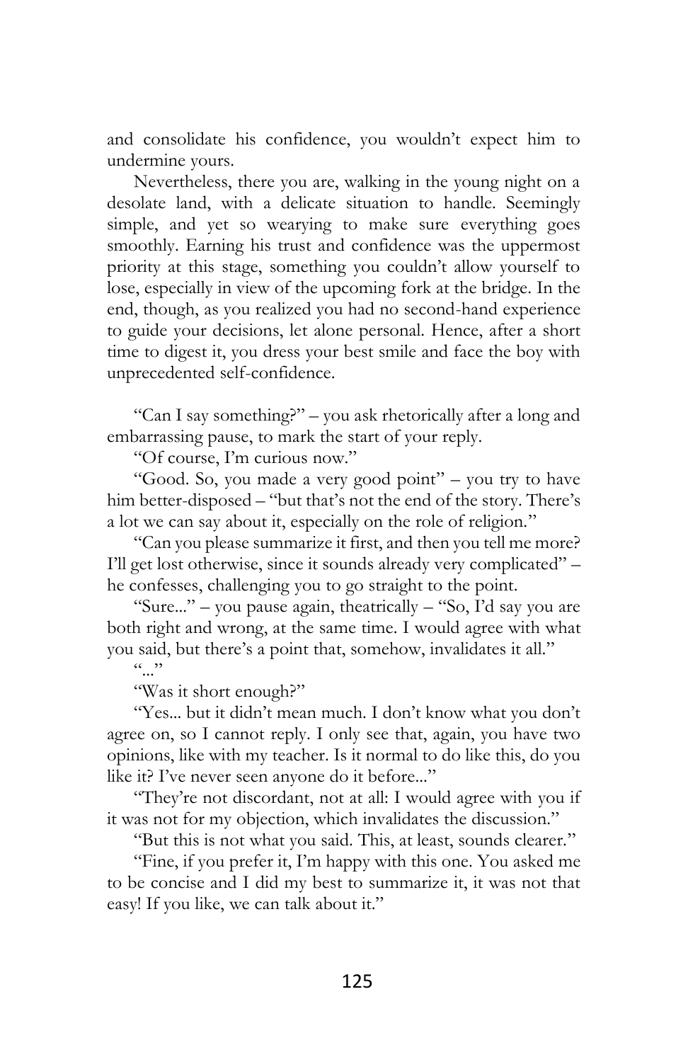and consolidate his confidence, you wouldn't expect him to undermine yours.

Nevertheless, there you are, walking in the young night on a desolate land, with a delicate situation to handle. Seemingly simple, and yet so wearying to make sure everything goes smoothly. Earning his trust and confidence was the uppermost priority at this stage, something you couldn't allow yourself to lose, especially in view of the upcoming fork at the bridge. In the end, though, as you realized you had no second-hand experience to guide your decisions, let alone personal. Hence, after a short time to digest it, you dress your best smile and face the boy with unprecedented self-confidence.

"Can I say something?" – you ask rhetorically after a long and embarrassing pause, to mark the start of your reply.

"Of course, I'm curious now."

"Good. So, you made a very good point" – you try to have him better-disposed – "but that's not the end of the story. There's a lot we can say about it, especially on the role of religion."

"Can you please summarize it first, and then you tell me more? I'll get lost otherwise, since it sounds already very complicated" – he confesses, challenging you to go straight to the point.

"Sure..." – you pause again, theatrically – "So, I'd say you are both right and wrong, at the same time. I would agree with what you said, but there's a point that, somehow, invalidates it all."

"..."

"Was it short enough?"

"Yes... but it didn't mean much. I don't know what you don't agree on, so I cannot reply. I only see that, again, you have two opinions, like with my teacher. Is it normal to do like this, do you like it? I've never seen anyone do it before..."

"They're not discordant, not at all: I would agree with you if it was not for my objection, which invalidates the discussion."

"But this is not what you said. This, at least, sounds clearer."

"Fine, if you prefer it, I'm happy with this one. You asked me to be concise and I did my best to summarize it, it was not that easy! If you like, we can talk about it."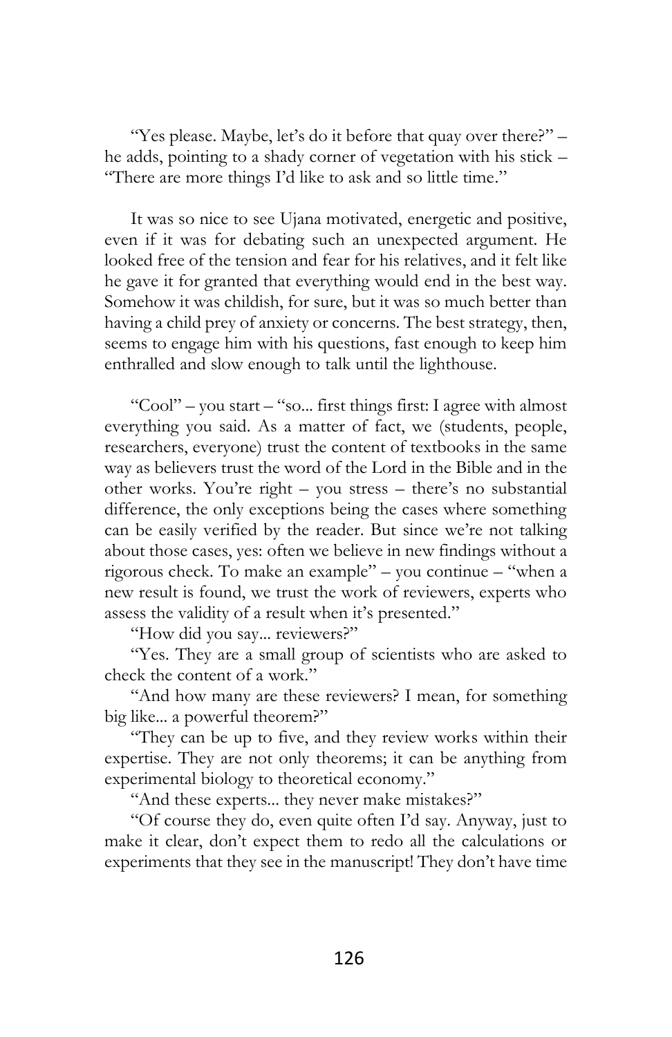"Yes please. Maybe, let's do it before that quay over there?" – he adds, pointing to a shady corner of vegetation with his stick – "There are more things I'd like to ask and so little time."

It was so nice to see Ujana motivated, energetic and positive, even if it was for debating such an unexpected argument. He looked free of the tension and fear for his relatives, and it felt like he gave it for granted that everything would end in the best way. Somehow it was childish, for sure, but it was so much better than having a child prey of anxiety or concerns. The best strategy, then, seems to engage him with his questions, fast enough to keep him enthralled and slow enough to talk until the lighthouse.

"Cool" – you start – "so... first things first: I agree with almost everything you said. As a matter of fact, we (students, people, researchers, everyone) trust the content of textbooks in the same way as believers trust the word of the Lord in the Bible and in the other works. You're right – you stress – there's no substantial difference, the only exceptions being the cases where something can be easily verified by the reader. But since we're not talking about those cases, yes: often we believe in new findings without a rigorous check. To make an example" – you continue – "when a new result is found, we trust the work of reviewers, experts who assess the validity of a result when it's presented."

"How did you say... reviewers?"

"Yes. They are a small group of scientists who are asked to check the content of a work."

"And how many are these reviewers? I mean, for something big like... a powerful theorem?"

"They can be up to five, and they review works within their expertise. They are not only theorems; it can be anything from experimental biology to theoretical economy."

"And these experts... they never make mistakes?"

"Of course they do, even quite often I'd say. Anyway, just to make it clear, don't expect them to redo all the calculations or experiments that they see in the manuscript! They don't have time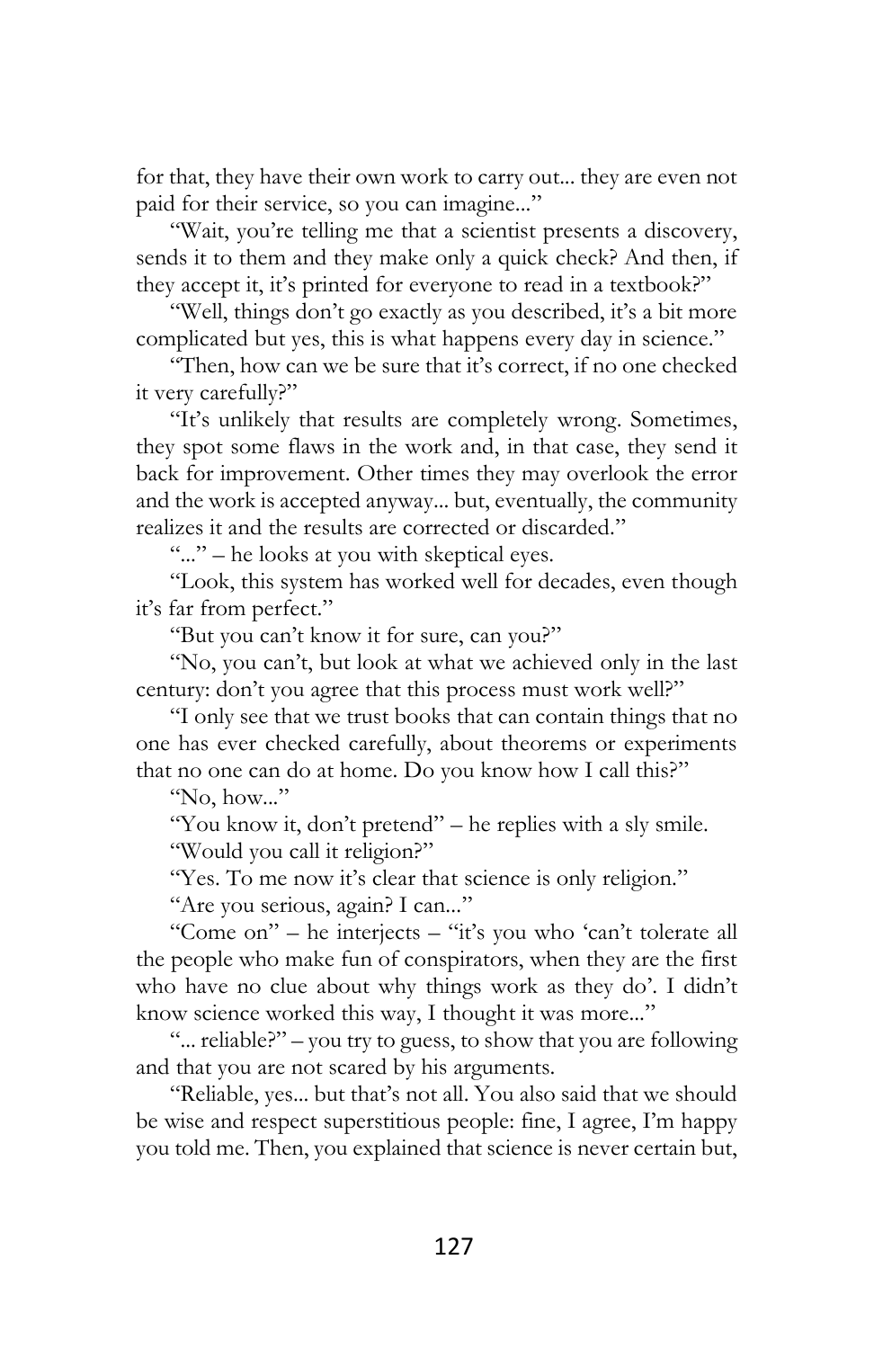for that, they have their own work to carry out... they are even not paid for their service, so you can imagine..."

"Wait, you're telling me that a scientist presents a discovery, sends it to them and they make only a quick check? And then, if they accept it, it's printed for everyone to read in a textbook?"

"Well, things don't go exactly as you described, it's a bit more complicated but yes, this is what happens every day in science."

"Then, how can we be sure that it's correct, if no one checked it very carefully?"

"It's unlikely that results are completely wrong. Sometimes, they spot some flaws in the work and, in that case, they send it back for improvement. Other times they may overlook the error and the work is accepted anyway... but, eventually, the community realizes it and the results are corrected or discarded."

"..." – he looks at you with skeptical eyes.

"Look, this system has worked well for decades, even though it's far from perfect."

"But you can't know it for sure, can you?"

"No, you can't, but look at what we achieved only in the last century: don't you agree that this process must work well?"

"I only see that we trust books that can contain things that no one has ever checked carefully, about theorems or experiments that no one can do at home. Do you know how I call this?"

"No, how..."

"You know it, don't pretend" – he replies with a sly smile.

"Would you call it religion?"

"Yes. To me now it's clear that science is only religion."

"Are you serious, again? I can..."

"Come on" – he interjects – "it's you who 'can't tolerate all the people who make fun of conspirators, when they are the first who have no clue about why things work as they do'. I didn't know science worked this way, I thought it was more..."

"... reliable?" – you try to guess, to show that you are following and that you are not scared by his arguments.

"Reliable, yes... but that's not all. You also said that we should be wise and respect superstitious people: fine, I agree, I'm happy you told me. Then, you explained that science is never certain but,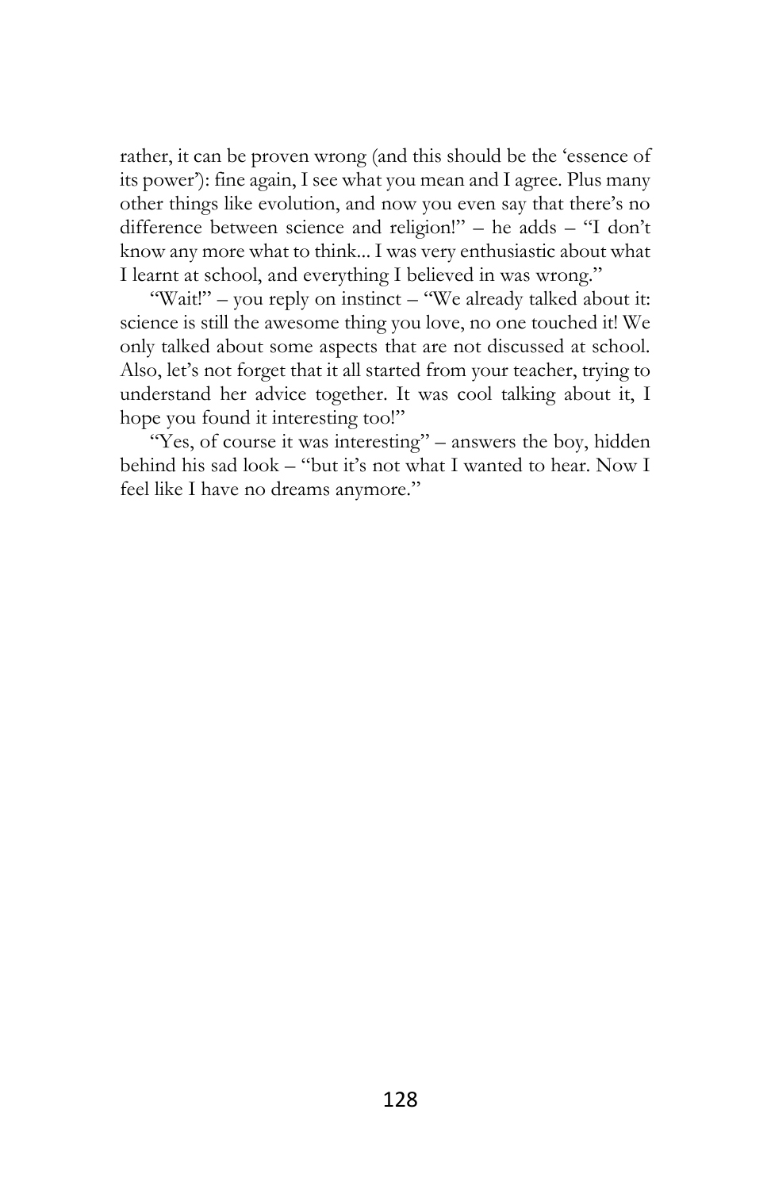rather, it can be proven wrong (and this should be the 'essence of its power'): fine again, I see what you mean and I agree. Plus many other things like evolution, and now you even say that there's no difference between science and religion!" – he adds – "I don't know any more what to think... I was very enthusiastic about what I learnt at school, and everything I believed in was wrong."

"Wait!" – you reply on instinct – "We already talked about it: science is still the awesome thing you love, no one touched it! We only talked about some aspects that are not discussed at school. Also, let's not forget that it all started from your teacher, trying to understand her advice together. It was cool talking about it, I hope you found it interesting too!"

"Yes, of course it was interesting" – answers the boy, hidden behind his sad look – "but it's not what I wanted to hear. Now I feel like I have no dreams anymore."